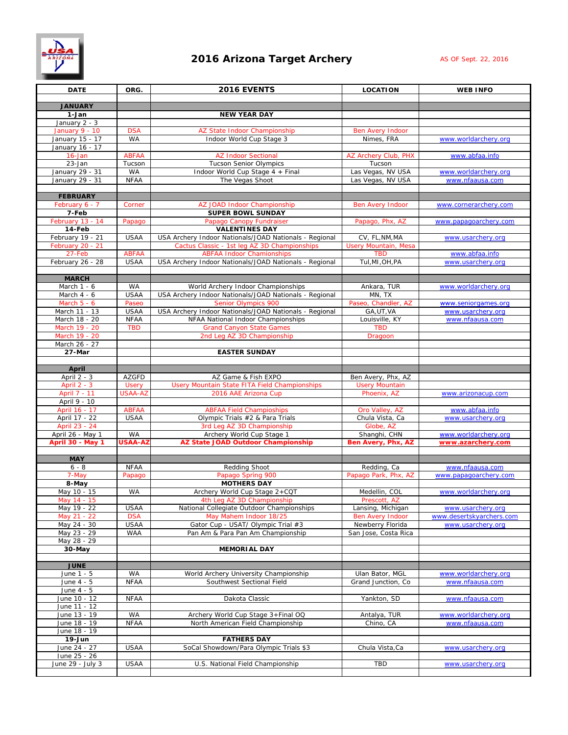# 2016 Arizona Target Archery

AS OF Sept. 22, 2016

| DATE | ORG. | 2016 EVENTS | LOCATION | WEB INFO |
|---|---|---|---|---|
| **JANUARY** | | | | |
| **1-Jan** | | **NEW YEAR DAY** | | |
| January 2 - 3 | | | | |
| January 9 - 10 | DSA | AZ State Indoor Championship | Ben Avery Indoor | |
| January 15 - 17 | WA | Indoor World Cup Stage 3 | Nimes, FRA | www.worldarchery.org |
| January 16 - 17 | | | | |
| 16-Jan | ABFAA | AZ Indoor Sectional | AZ Archery Club, PHX | www.abfaa.info |
| 23-Jan | Tucson | Tucson Senior Olympics | Tucson | |
| January 29 - 31 | WA | Indoor World Cup Stage 4 + Final | Las Vegas, NV USA | www.worldarchery.org |
| January 29 - 31 | NFAA | The Vegas Shoot | Las Vegas, NV USA | www.nfaausa.com |
| | | | | |
| **FEBRUARY** | | | | |
| February 6 - 7 | Corner | AZ JOAD Indoor Championship | Ben Avery Indoor | www.cornerarchery.com |
| **7-Feb** | | **SUPER BOWL SUNDAY** | | |
| February 13 - 14 | Papago | Papago Canopy Fundraiser | Papago, Phx, AZ | www.papagoarchery.com |
| **14-Feb** | | **VALENTINES DAY** | | |
| February 19 - 21 | USAA | USA Archery Indoor Nationals/JOAD Nationals - Regional | CV, FL,NM,MA | www.usarchery.org |
| February 20 - 21 | | Cactus Classic - 1st leg AZ 3D Championships | Usery Mountain, Mesa | |
| 27-Feb | ABFAA | ABFAA Indoor Chamionships | TBD | www.abfaa.info |
| February 26 - 28 | USAA | USA Archery Indoor Nationals/JOAD Nationals - Regional | Tul,MI,OH,PA | www.usarchery.org |
| | | | | |
| **MARCH** | | | | |
| March 1 - 6 | WA | World Archery Indoor Championships | Ankara, TUR | www.worldarchery.org |
| March 4 - 6 | USAA | USA Archery Indoor Nationals/JOAD Nationals - Regional | MN, TX | |
| March 5 - 6 | Paseo | Senior Olympics 900 | Paseo, Chandler, AZ | www.seniorgames.org |
| March 11 - 13 | USAA | USA Archery Indoor Nationals/JOAD Nationals - Regional | GA,UT,VA | www.usarchery.org |
| March 18 - 20 | NFAA | NFAA National Indoor Championships | Louisville, KY | www.nfaausa.com |
| March 19 - 20 | TBD | Grand Canyon State Games | TBD | |
| March 19 - 20 | | 2nd Leg AZ 3D Championship | Dragoon | |
| March 26 - 27 | | | | |
| **27-Mar** | | **EASTER SUNDAY** | | |
| | | | | |
| **April** | | | | |
| April 2 - 3 | AZGFD | AZ Game & Fish EXPO | Ben Avery, Phx, AZ | |
| April 2 - 3 | Usery | Usery Mountain State FITA Field Championships | Usery Mountain | |
| April 7 - 11 | USAA-AZ | 2016 AAE Arizona Cup | Phoenix, AZ | www.arizonacup.com |
| April 9 - 10 | | | | |
| April 16 - 17 | ABFAA | ABFAA Field Champioships | Oro Valley, AZ | www.abfaa.info |
| April 17 - 22 | USAA | Olympic Trials #2 & Para Trials | Chula Vista, Ca | www.usarchery.org |
| April 23 - 24 | | 3rd Leg AZ 3D Championship | Globe, AZ | |
| April 26 - May 1 | WA | Archery World Cup Stage 1 | Shanghi, CHN | www.worldarchery.org |
| **April 30 - May 1** | **USAA-AZ** | **AZ State JOAD Outdoor Championship** | **Ben Avery, Phx, AZ** | **www.azarchery.com** |
| | | | | |
| **MAY** | | | | |
| 6 - 8 | NFAA | Redding Shoot | Redding, Ca | www.nfaausa.com |
| 7-May | Papago | Papago Spring 900 | Papago Park, Phx, AZ | www.papagoarchery.com |
| **8-May** | | **MOTHERS DAY** | | |
| May 10 - 15 | WA | Archery World Cup Stage 2+CQT | Medellin, COL | www.worldarchery.org |
| May 14 - 15 | | 4th Leg AZ 3D Championship | Prescott, AZ | |
| May 19 - 22 | USAA | National Collegiate Outdoor Championships | Lansing, Michigan | www.usarchery.org |
| May 21 - 22 | DSA | May Mahem Indoor 18/25 | Ben Avery Indoor | www.desertskyarchers.com |
| May 24 - 30 | USAA | Gator Cup - USAT/ Olympic Trial #3 | Newberry Florida | www.usarchery.org |
| May 23 - 29 | WAA | Pan Am & Para Pan Am Championship | San Jose, Costa Rica | |
| May 28 - 29 | | | | |
| **30-May** | | **MEMORIAL DAY** | | |
| | | | | |
| **JUNE** | | | | |
| June 1 - 5 | WA | World Archery University Championship | Ulan Bator, MGL | www.worldarchery.org |
| June 4 - 5 | NFAA | Southwest Sectional Field | Grand Junction, Co | www.nfaausa.com |
| June 4 - 5 | | | | |
| June 10 - 12 | NFAA | Dakota Classic | Yankton, SD | www.nfaausa.com |
| June 11 - 12 | | | | |
| June 13 - 19 | WA | Archery World Cup Stage 3+Final OQ | Antalya, TUR | www.worldarchery.org |
| June 18 - 19 | NFAA | North American Field Championship | Chino, CA | www.nfaausa.com |
| June 18 - 19 | | | | |
| **19-Jun** | | **FATHERS DAY** | | |
| June 24 - 27 | USAA | SoCal Showdown/Para Olympic Trials $3 | Chula Vista,Ca | www.usarchery.org |
| June 25 - 26 | | | | |
| June 29 - July 3 | USAA | U.S. National Field Championship | TBD | www.usarchery.org |
| | | | | |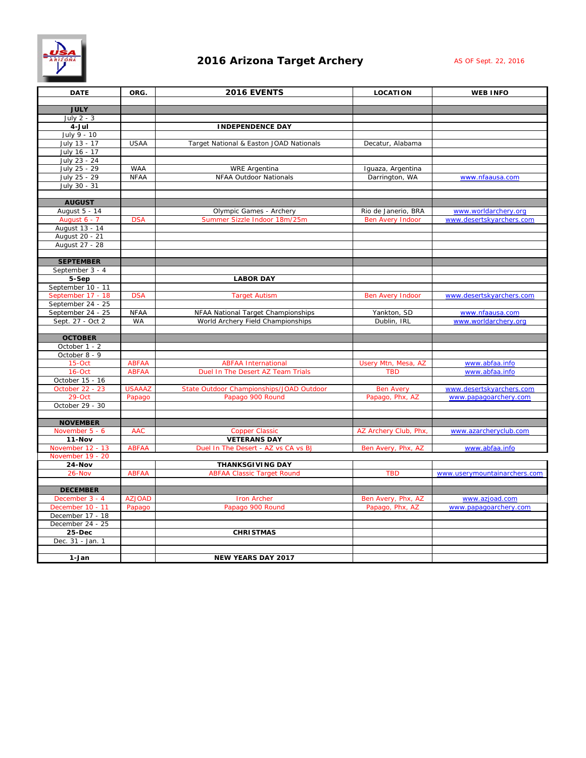# 2016 Arizona Target Archery

AS OF Sept. 22, 2016

| DATE | ORG. | 2016 EVENTS | LOCATION | WEB INFO |
|---|---|---|---|---|
| | | | | |
| **JULY** | | | | |
| July 2 - 3 | | | | |
| **4-Jul** | | **INDEPENDENCE DAY** | | |
| July 9 - 10 | | | | |
| July 13 - 17 | USAA | Target National & Easton JOAD Nationals | Decatur, Alabama | |
| July 16 - 17 | | | | |
| July 23 - 24 | | | | |
| July 25 - 29 | WAA | WRE Argentina | Iguaza, Argentina | |
| July 25 - 29 | NFAA | NFAA Outdoor Nationals | Darrington, WA | www.nfaausa.com |
| July 30 - 31 | | | | |
| | | | | |
| **AUGUST** | | | | |
| August 5 - 14 | | Olympic Games - Archery | Rio de Janerio, BRA | www.worldarchery.org |
| August 6 - 7 | DSA | Summer Sizzle Indoor 18m/25m | Ben Avery Indoor | www.desertskyarchers.com |
| August 13 - 14 | | | | |
| August 20 - 21 | | | | |
| August 27 - 28 | | | | |
| | | | | |
| **SEPTEMBER** | | | | |
| September 3 - 4 | | | | |
| **5-Sep** | | **LABOR DAY** | | |
| September 10 - 11 | | | | |
| September 17 - 18 | DSA | Target Autism | Ben Avery Indoor | www.desertskyarchers.com |
| September 24 - 25 | | | | |
| September 24 - 25 | NFAA | NFAA National Target Championships | Yankton, SD | www.nfaausa.com |
| Sept. 27 - Oct 2 | WA | World Archery Field Championships | Dublin, IRL | www.worldarchery.org |
| | | | | |
| **OCTOBER** | | | | |
| October 1 - 2 | | | | |
| October 8 - 9 | | | | |
| 15-Oct | ABFAA | ABFAA International | Usery Mtn, Mesa, AZ | www.abfaa.info |
| 16-Oct | ABFAA | Duel In The Desert AZ Team Trials | TBD | www.abfaa.info |
| October 15 - 16 | | | | |
| October 22 - 23 | USAAAZ | State Outdoor Championships/JOAD Outdoor | Ben Avery | www.desertskyarchers.com |
| 29-Oct | Papago | Papago 900 Round | Papago, Phx, AZ | www.papagoarchery.com |
| October 29 - 30 | | | | |
| | | | | |
| **NOVEMBER** | | | | |
| November 5 - 6 | AAC | Copper Classic | AZ Archery Club, Phx, | www.azarcheryclub.com |
| **11-Nov** | | **VETERANS DAY** | | |
| November 12 - 13 | ABFAA | Duel In The Desert - AZ vs CA vs BJ | Ben Avery, Phx, AZ | www.abfaa.info |
| November 19 - 20 | | | | |
| **24-Nov** | | **THANKSGIVING DAY** | | |
| 26-Nov | ABFAA | ABFAA Classic Target Round | TBD | www.userymountainarchers.com |
| | | | | |
| **DECEMBER** | | | | |
| December 3 - 4 | AZJOAD | Iron Archer | Ben Avery, Phx, AZ | www.azjoad.com |
| December 10 - 11 | Papago | Papago 900 Round | Papago, Phx, AZ | www.papagoarchery.com |
| December 17 - 18 | | | | |
| December 24 - 25 | | | | |
| **25-Dec** | | **CHRISTMAS** | | |
| Dec. 31 - Jan. 1 | | | | |
| | | | | |
| **1-Jan** | | **NEW YEARS DAY 2017** | | |